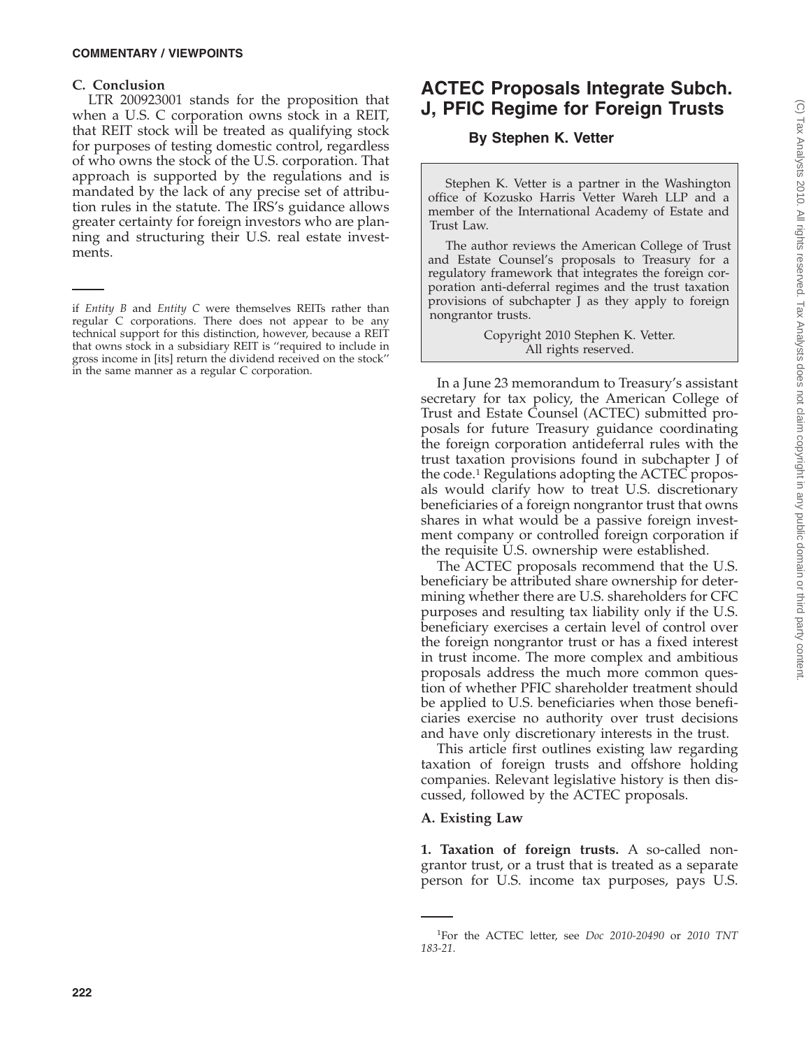**C. Conclusion**

LTR 200923001 stands for the proposition that when a U.S. C corporation owns stock in a REIT, that REIT stock will be treated as qualifying stock for purposes of testing domestic control, regardless of who owns the stock of the U.S. corporation. That approach is supported by the regulations and is mandated by the lack of any precise set of attribution rules in the statute. The IRS's guidance allows greater certainty for foreign investors who are planning and structuring their U.S. real estate investments.

---

if *Entity B* and *Entity C* were themselves REITs rather than regular C corporations. There does not appear to be any technical support for this distinction, however, because a REIT that owns stock in a subsidiary REIT is ''required to include in gross income in [its] return the dividend received on the stock'' in the same manner as a regular C corporation.

# ACTEC Proposals Integrate Subch. J, PFIC Regime for Foreign Trusts

**By Stephen K. Vetter**

Stephen K. Vetter is a partner in the Washington office of Kozusko Harris Vetter Wareh LLP and a member of the International Academy of Estate and Trust Law.

The author reviews the American College of Trust and Estate Counsel's proposals to Treasury for a regulatory framework that integrates the foreign corporation anti-deferral regimes and the trust taxation provisions of subchapter J as they apply to foreign nongrantor trusts.

Copyright 2010 Stephen K. Vetter. All rights reserved.

In a June 23 memorandum to Treasury's assistant secretary for tax policy, the American College of Trust and Estate Counsel (ACTEC) submitted proposals for future Treasury guidance coordinating the foreign corporation antideferral rules with the trust taxation provisions found in subchapter J of the code.[1] Regulations adopting the ACTEC proposals would clarify how to treat U.S. discretionary beneficiaries of a foreign nongrantor trust that owns shares in what would be a passive foreign investment company or controlled foreign corporation if the requisite U.S. ownership were established.

The ACTEC proposals recommend that the U.S. beneficiary be attributed share ownership for determining whether there are U.S. shareholders for CFC purposes and resulting tax liability only if the U.S. beneficiary exercises a certain level of control over the foreign nongrantor trust or has a fixed interest in trust income. The more complex and ambitious proposals address the much more common question of whether PFIC shareholder treatment should be applied to U.S. beneficiaries when those beneficiaries exercise no authority over trust decisions and have only discretionary interests in the trust.

This article first outlines existing law regarding taxation of foreign trusts and offshore holding companies. Relevant legislative history is then discussed, followed by the ACTEC proposals.

**A. Existing Law**

**1. Taxation of foreign trusts.** A so-called nongrantor trust, or a trust that is treated as a separate person for U.S. income tax purposes, pays U.S.

---

[1]For the ACTEC letter, see *Doc 2010-20490* or *2010 TNT 183-21*.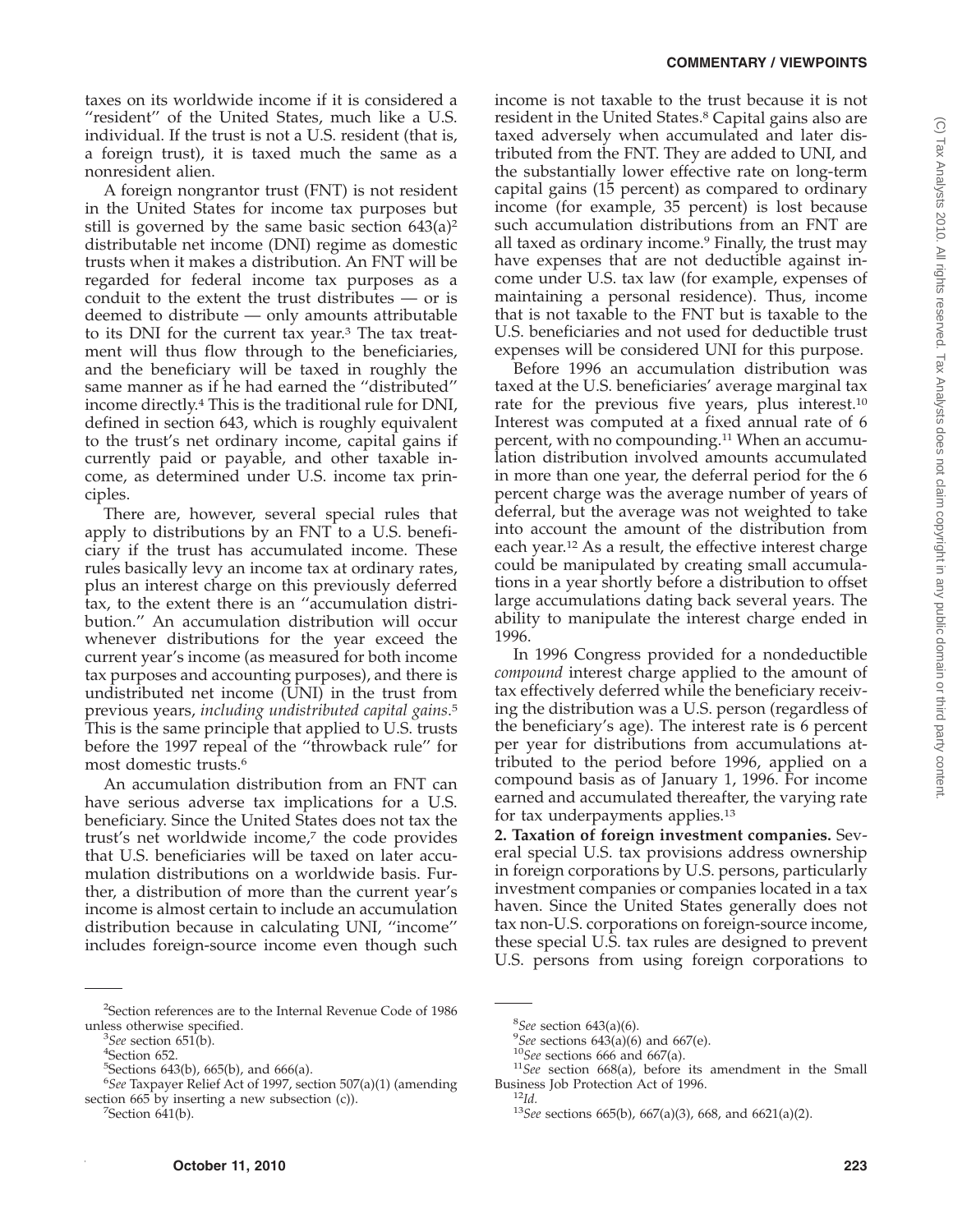taxes on its worldwide income if it is considered a "resident" of the United States, much like a U.S. individual. If the trust is not a U.S. resident (that is, a foreign trust), it is taxed much the same as a nonresident alien.

A foreign nongrantor trust (FNT) is not resident in the United States for income tax purposes but still is governed by the same basic section 643(a)[2] distributable net income (DNI) regime as domestic trusts when it makes a distribution. An FNT will be regarded for federal income tax purposes as a conduit to the extent the trust distributes — or is deemed to distribute — only amounts attributable to its DNI for the current tax year.[3] The tax treatment will thus flow through to the beneficiaries, and the beneficiary will be taxed in roughly the same manner as if he had earned the "distributed" income directly.[4] This is the traditional rule for DNI, defined in section 643, which is roughly equivalent to the trust's net ordinary income, capital gains if currently paid or payable, and other taxable income, as determined under U.S. income tax principles.

There are, however, several special rules that apply to distributions by an FNT to a U.S. beneficiary if the trust has accumulated income. These rules basically levy an income tax at ordinary rates, plus an interest charge on this previously deferred tax, to the extent there is an "accumulation distribution." An accumulation distribution will occur whenever distributions for the year exceed the current year's income (as measured for both income tax purposes and accounting purposes), and there is undistributed net income (UNI) in the trust from previous years, *including undistributed capital gains*.[5] This is the same principle that applied to U.S. trusts before the 1997 repeal of the "throwback rule" for most domestic trusts.[6]

An accumulation distribution from an FNT can have serious adverse tax implications for a U.S. beneficiary. Since the United States does not tax the trust's net worldwide income,[7] the code provides that U.S. beneficiaries will be taxed on later accumulation distributions on a worldwide basis. Further, a distribution of more than the current year's income is almost certain to include an accumulation distribution because in calculating UNI, "income" includes foreign-source income even though such income is not taxable to the trust because it is not resident in the United States.[8] Capital gains also are taxed adversely when accumulated and later distributed from the FNT. They are added to UNI, and the substantially lower effective rate on long-term capital gains (15 percent) as compared to ordinary income (for example, 35 percent) is lost because such accumulation distributions from an FNT are all taxed as ordinary income.[9] Finally, the trust may have expenses that are not deductible against income under U.S. tax law (for example, expenses of maintaining a personal residence). Thus, income that is not taxable to the FNT but is taxable to the U.S. beneficiaries and not used for deductible trust expenses will be considered UNI for this purpose.

Before 1996 an accumulation distribution was taxed at the U.S. beneficiaries' average marginal tax rate for the previous five years, plus interest.[10] Interest was computed at a fixed annual rate of 6 percent, with no compounding.[11] When an accumulation distribution involved amounts accumulated in more than one year, the deferral period for the 6 percent charge was the average number of years of deferral, but the average was not weighted to take into account the amount of the distribution from each year.[12] As a result, the effective interest charge could be manipulated by creating small accumulations in a year shortly before a distribution to offset large accumulations dating back several years. The ability to manipulate the interest charge ended in 1996.

In 1996 Congress provided for a nondeductible *compound* interest charge applied to the amount of tax effectively deferred while the beneficiary receiving the distribution was a U.S. person (regardless of the beneficiary's age). The interest rate is 6 percent per year for distributions from accumulations attributed to the period before 1996, applied on a compound basis as of January 1, 1996. For income earned and accumulated thereafter, the varying rate for tax underpayments applies.[13]

**2. Taxation of foreign investment companies.** Several special U.S. tax provisions address ownership in foreign corporations by U.S. persons, particularly investment companies or companies located in a tax haven. Since the United States generally does not tax non-U.S. corporations on foreign-source income, these special U.S. tax rules are designed to prevent U.S. persons from using foreign corporations to

---

[2]Section references are to the Internal Revenue Code of 1986 unless otherwise specified.

[3]*See* section 651(b).

[4]Section 652.

[5]Sections 643(b), 665(b), and 666(a).

[6]*See* Taxpayer Relief Act of 1997, section 507(a)(1) (amending section 665 by inserting a new subsection (c)).

[7]Section 641(b).

[8]*See* section 643(a)(6).

[9]*See* sections 643(a)(6) and 667(e).

[10]*See* sections 666 and 667(a).

[11]*See* section 668(a), before its amendment in the Small Business Job Protection Act of 1996.

[12]*Id.*

[13]*See* sections 665(b), 667(a)(3), 668, and 6621(a)(2).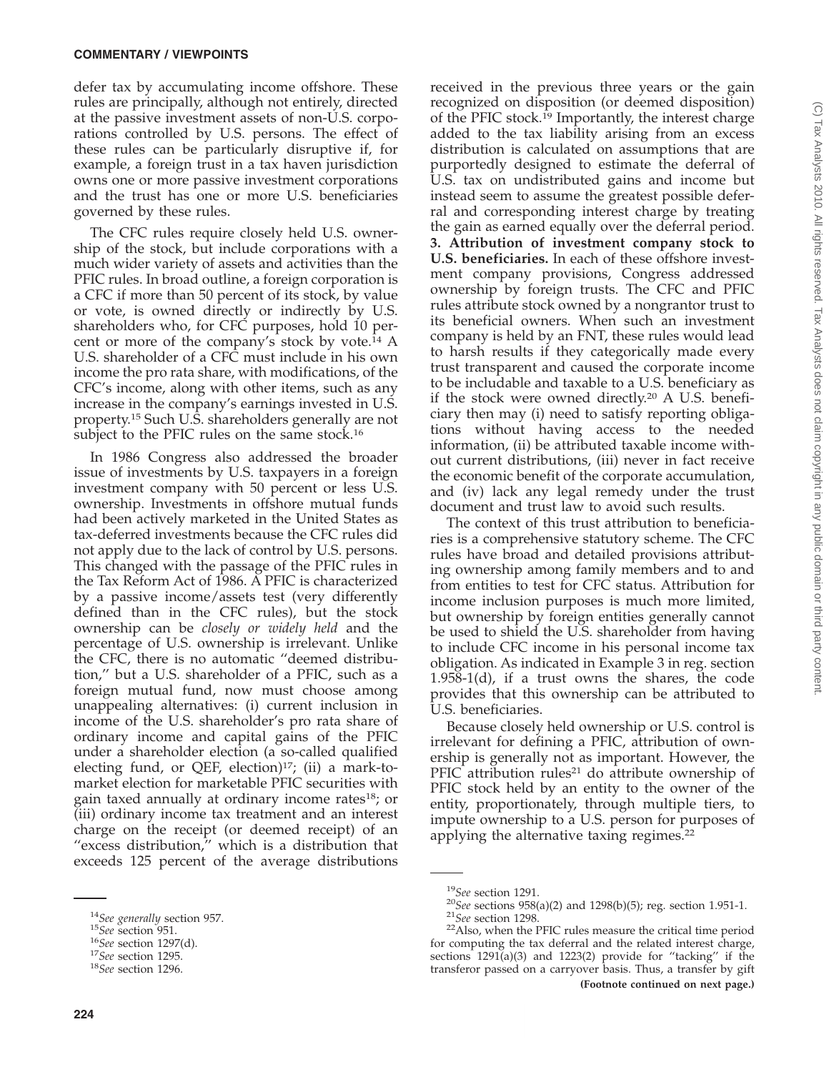defer tax by accumulating income offshore. These rules are principally, although not entirely, directed at the passive investment assets of non-U.S. corporations controlled by U.S. persons. The effect of these rules can be particularly disruptive if, for example, a foreign trust in a tax haven jurisdiction owns one or more passive investment corporations and the trust has one or more U.S. beneficiaries governed by these rules.

The CFC rules require closely held U.S. ownership of the stock, but include corporations with a much wider variety of assets and activities than the PFIC rules. In broad outline, a foreign corporation is a CFC if more than 50 percent of its stock, by value or vote, is owned directly or indirectly by U.S. shareholders who, for CFC purposes, hold 10 percent or more of the company's stock by vote.[14] A U.S. shareholder of a CFC must include in his own income the pro rata share, with modifications, of the CFC's income, along with other items, such as any increase in the company's earnings invested in U.S. property.[15] Such U.S. shareholders generally are not subject to the PFIC rules on the same stock.[16]

In 1986 Congress also addressed the broader issue of investments by U.S. taxpayers in a foreign investment company with 50 percent or less U.S. ownership. Investments in offshore mutual funds had been actively marketed in the United States as tax-deferred investments because the CFC rules did not apply due to the lack of control by U.S. persons. This changed with the passage of the PFIC rules in the Tax Reform Act of 1986. A PFIC is characterized by a passive income/assets test (very differently defined than in the CFC rules), but the stock ownership can be *closely or widely held* and the percentage of U.S. ownership is irrelevant. Unlike the CFC, there is no automatic "deemed distribution," but a U.S. shareholder of a PFIC, such as a foreign mutual fund, now must choose among unappealing alternatives: (i) current inclusion in income of the U.S. shareholder's pro rata share of ordinary income and capital gains of the PFIC under a shareholder election (a so-called qualified electing fund, or QEF, election)[17]; (ii) a mark-to-market election for marketable PFIC securities with gain taxed annually at ordinary income rates[18]; or (iii) ordinary income tax treatment and an interest charge on the receipt (or deemed receipt) of an "excess distribution," which is a distribution that exceeds 125 percent of the average distributions received in the previous three years or the gain recognized on disposition (or deemed disposition) of the PFIC stock.[19] Importantly, the interest charge added to the tax liability arising from an excess distribution is calculated on assumptions that are purportedly designed to estimate the deferral of U.S. tax on undistributed gains and income but instead seem to assume the greatest possible deferral and corresponding interest charge by treating the gain as earned equally over the deferral period.

**3. Attribution of investment company stock to U.S. beneficiaries.** In each of these offshore investment company provisions, Congress addressed ownership by foreign trusts. The CFC and PFIC rules attribute stock owned by a nongrantor trust to its beneficial owners. When such an investment company is held by an FNT, these rules would lead to harsh results if they categorically made every trust transparent and caused the corporate income to be includable and taxable to a U.S. beneficiary as if the stock were owned directly.[20] A U.S. beneficiary then may (i) need to satisfy reporting obligations without having access to the needed information, (ii) be attributed taxable income without current distributions, (iii) never in fact receive the economic benefit of the corporate accumulation, and (iv) lack any legal remedy under the trust document and trust law to avoid such results.

The context of this trust attribution to beneficiaries is a comprehensive statutory scheme. The CFC rules have broad and detailed provisions attributing ownership among family members and to and from entities to test for CFC status. Attribution for income inclusion purposes is much more limited, but ownership by foreign entities generally cannot be used to shield the U.S. shareholder from having to include CFC income in his personal income tax obligation. As indicated in Example 3 in reg. section 1.958-1(d), if a trust owns the shares, the code provides that this ownership can be attributed to U.S. beneficiaries.

Because closely held ownership or U.S. control is irrelevant for defining a PFIC, attribution of ownership is generally not as important. However, the PFIC attribution rules[21] do attribute ownership of PFIC stock held by an entity to the owner of the entity, proportionately, through multiple tiers, to impute ownership to a U.S. person for purposes of applying the alternative taxing regimes.[22]

---

[14]*See generally* section 957.

[15]*See* section 951.

[16]*See* section 1297(d).

[17]*See* section 1295.

[18]*See* section 1296.

[19]*See* section 1291.

[20]*See* sections 958(a)(2) and 1298(b)(5); reg. section 1.951-1.

[21]*See* section 1298.

[22]Also, when the PFIC rules measure the critical time period for computing the tax deferral and the related interest charge, sections 1291(a)(3) and 1223(2) provide for "tacking" if the transferor passed on a carryover basis. Thus, a transfer by gift

**(Footnote continued on next page.)**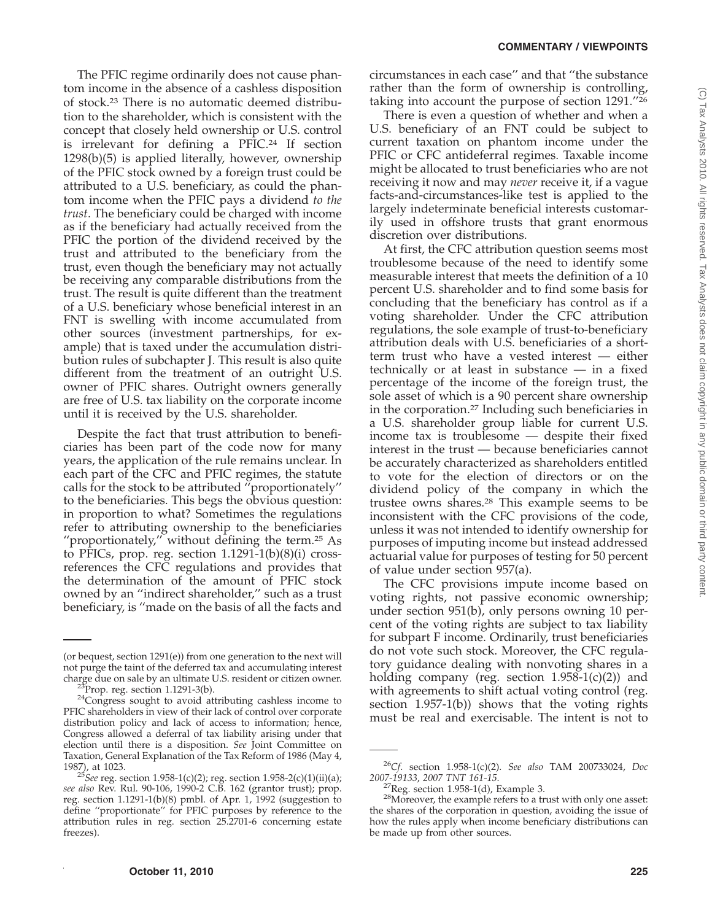The PFIC regime ordinarily does not cause phantom income in the absence of a cashless disposition of stock.[23] There is no automatic deemed distribution to the shareholder, which is consistent with the concept that closely held ownership or U.S. control is irrelevant for defining a PFIC.[24] If section 1298(b)(5) is applied literally, however, ownership of the PFIC stock owned by a foreign trust could be attributed to a U.S. beneficiary, as could the phantom income when the PFIC pays a dividend *to the trust*. The beneficiary could be charged with income as if the beneficiary had actually received from the PFIC the portion of the dividend received by the trust and attributed to the beneficiary from the trust, even though the beneficiary may not actually be receiving any comparable distributions from the trust. The result is quite different than the treatment of a U.S. beneficiary whose beneficial interest in an FNT is swelling with income accumulated from other sources (investment partnerships, for example) that is taxed under the accumulation distribution rules of subchapter J. This result is also quite different from the treatment of an outright U.S. owner of PFIC shares. Outright owners generally are free of U.S. tax liability on the corporate income until it is received by the U.S. shareholder.

Despite the fact that trust attribution to beneficiaries has been part of the code now for many years, the application of the rule remains unclear. In each part of the CFC and PFIC regimes, the statute calls for the stock to be attributed ''proportionately'' to the beneficiaries. This begs the obvious question: in proportion to what? Sometimes the regulations refer to attributing ownership to the beneficiaries ''proportionately,'' without defining the term.[25] As to PFICs, prop. reg. section 1.1291-1(b)(8)(i) cross-references the CFC regulations and provides that the determination of the amount of PFIC stock owned by an ''indirect shareholder,'' such as a trust beneficiary, is ''made on the basis of all the facts and circumstances in each case'' and that ''the substance rather than the form of ownership is controlling, taking into account the purpose of section 1291.''[26]

There is even a question of whether and when a U.S. beneficiary of an FNT could be subject to current taxation on phantom income under the PFIC or CFC antideferral regimes. Taxable income might be allocated to trust beneficiaries who are not receiving it now and may *never* receive it, if a vague facts-and-circumstances-like test is applied to the largely indeterminate beneficial interests customarily used in offshore trusts that grant enormous discretion over distributions.

At first, the CFC attribution question seems most troublesome because of the need to identify some measurable interest that meets the definition of a 10 percent U.S. shareholder and to find some basis for concluding that the beneficiary has control as if a voting shareholder. Under the CFC attribution regulations, the sole example of trust-to-beneficiary attribution deals with U.S. beneficiaries of a short-term trust who have a vested interest — either technically or at least in substance — in a fixed percentage of the income of the foreign trust, the sole asset of which is a 90 percent share ownership in the corporation.[27] Including such beneficiaries in a U.S. shareholder group liable for current U.S. income tax is troublesome — despite their fixed interest in the trust — because beneficiaries cannot be accurately characterized as shareholders entitled to vote for the election of directors or on the dividend policy of the company in which the trustee owns shares.[28] This example seems to be inconsistent with the CFC provisions of the code, unless it was not intended to identify ownership for purposes of imputing income but instead addressed actuarial value for purposes of testing for 50 percent of value under section 957(a).

The CFC provisions impute income based on voting rights, not passive economic ownership; under section 951(b), only persons owning 10 percent of the voting rights are subject to tax liability for subpart F income. Ordinarily, trust beneficiaries do not vote such stock. Moreover, the CFC regulatory guidance dealing with nonvoting shares in a holding company (reg. section 1.958-1(c)(2)) and with agreements to shift actual voting control (reg. section 1.957-1(b)) shows that the voting rights must be real and exercisable. The intent is not to

---

(or bequest, section 1291(e)) from one generation to the next will not purge the taint of the deferred tax and accumulating interest charge due on sale by an ultimate U.S. resident or citizen owner.

[23] Prop. reg. section 1.1291-3(b).

[24] Congress sought to avoid attributing cashless income to PFIC shareholders in view of their lack of control over corporate distribution policy and lack of access to information; hence, Congress allowed a deferral of tax liability arising under that election until there is a disposition. *See* Joint Committee on Taxation, General Explanation of the Tax Reform of 1986 (May 4, 1987), at 1023.

[25] *See* reg. section 1.958-1(c)(2); reg. section 1.958-2(c)(1)(ii)(a); *see also* Rev. Rul. 90-106, 1990-2 C.B. 162 (grantor trust); prop. reg. section 1.1291-1(b)(8) pmbl. of Apr. 1, 1992 (suggestion to define ''proportionate'' for PFIC purposes by reference to the attribution rules in reg. section 25.2701-6 concerning estate freezes).

[26] *Cf.* section 1.958-1(c)(2). *See also* TAM 200733024, *Doc 2007-19133*, *2007 TNT 161-15*.

[27] Reg. section 1.958-1(d), Example 3.

[28] Moreover, the example refers to a trust with only one asset: the shares of the corporation in question, avoiding the issue of how the rules apply when income beneficiary distributions can be made up from other sources.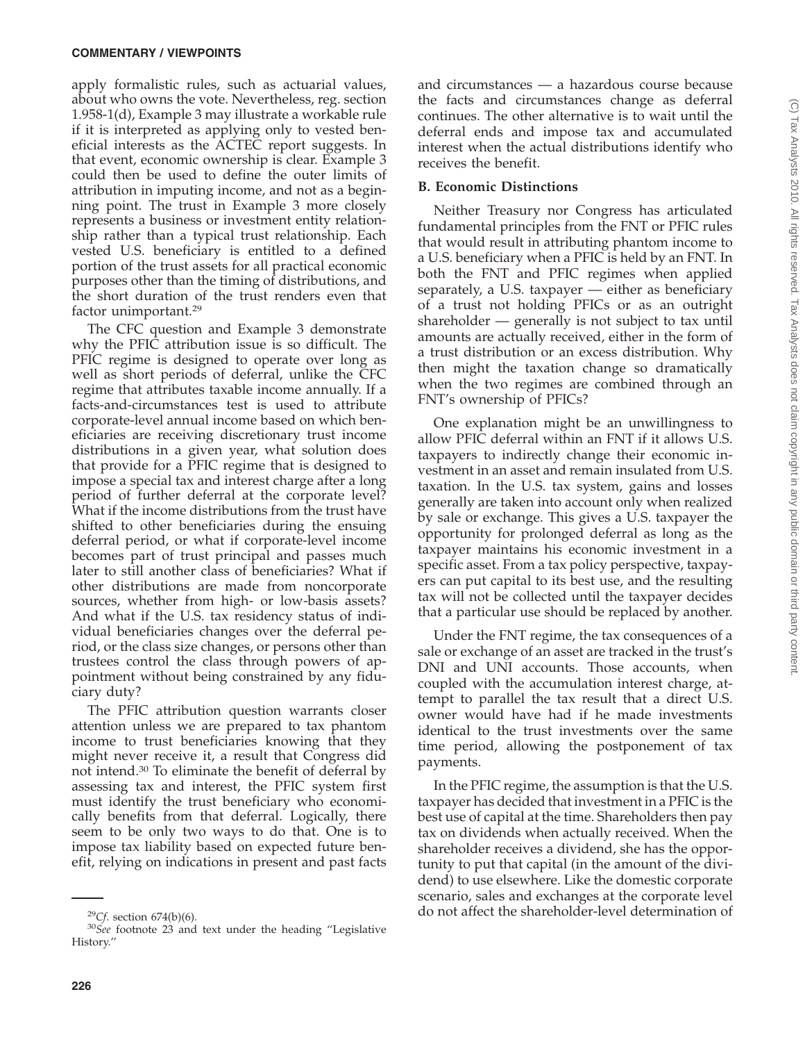apply formalistic rules, such as actuarial values, about who owns the vote. Nevertheless, reg. section 1.958-1(d), Example 3 may illustrate a workable rule if it is interpreted as applying only to vested beneficial interests as the ACTEC report suggests. In that event, economic ownership is clear. Example 3 could then be used to define the outer limits of attribution in imputing income, and not as a beginning point. The trust in Example 3 more closely represents a business or investment entity relationship rather than a typical trust relationship. Each vested U.S. beneficiary is entitled to a defined portion of the trust assets for all practical economic purposes other than the timing of distributions, and the short duration of the trust renders even that factor unimportant.[29]

The CFC question and Example 3 demonstrate why the PFIC attribution issue is so difficult. The PFIC regime is designed to operate over long as well as short periods of deferral, unlike the CFC regime that attributes taxable income annually. If a facts-and-circumstances test is used to attribute corporate-level annual income based on which beneficiaries are receiving discretionary trust income distributions in a given year, what solution does that provide for a PFIC regime that is designed to impose a special tax and interest charge after a long period of further deferral at the corporate level? What if the income distributions from the trust have shifted to other beneficiaries during the ensuing deferral period, or what if corporate-level income becomes part of trust principal and passes much later to still another class of beneficiaries? What if other distributions are made from noncorporate sources, whether from high- or low-basis assets? And what if the U.S. tax residency status of individual beneficiaries changes over the deferral period, or the class size changes, or persons other than trustees control the class through powers of appointment without being constrained by any fiduciary duty?

The PFIC attribution question warrants closer attention unless we are prepared to tax phantom income to trust beneficiaries knowing that they might never receive it, a result that Congress did not intend.[30] To eliminate the benefit of deferral by assessing tax and interest, the PFIC system first must identify the trust beneficiary who economically benefits from that deferral. Logically, there seem to be only two ways to do that. One is to impose tax liability based on expected future benefit, relying on indications in present and past facts and circumstances — a hazardous course because the facts and circumstances change as deferral continues. The other alternative is to wait until the deferral ends and impose tax and accumulated interest when the actual distributions identify who receives the benefit.

### B. Economic Distinctions

Neither Treasury nor Congress has articulated fundamental principles from the FNT or PFIC rules that would result in attributing phantom income to a U.S. beneficiary when a PFIC is held by an FNT. In both the FNT and PFIC regimes when applied separately, a U.S. taxpayer — either as beneficiary of a trust not holding PFICs or as an outright shareholder — generally is not subject to tax until amounts are actually received, either in the form of a trust distribution or an excess distribution. Why then might the taxation change so dramatically when the two regimes are combined through an FNT's ownership of PFICs?

One explanation might be an unwillingness to allow PFIC deferral within an FNT if it allows U.S. taxpayers to indirectly change their economic investment in an asset and remain insulated from U.S. taxation. In the U.S. tax system, gains and losses generally are taken into account only when realized by sale or exchange. This gives a U.S. taxpayer the opportunity for prolonged deferral as long as the taxpayer maintains his economic investment in a specific asset. From a tax policy perspective, taxpayers can put capital to its best use, and the resulting tax will not be collected until the taxpayer decides that a particular use should be replaced by another.

Under the FNT regime, the tax consequences of a sale or exchange of an asset are tracked in the trust's DNI and UNI accounts. Those accounts, when coupled with the accumulation interest charge, attempt to parallel the tax result that a direct U.S. owner would have had if he made investments identical to the trust investments over the same time period, allowing the postponement of tax payments.

In the PFIC regime, the assumption is that the U.S. taxpayer has decided that investment in a PFIC is the best use of capital at the time. Shareholders then pay tax on dividends when actually received. When the shareholder receives a dividend, she has the opportunity to put that capital (in the amount of the dividend) to use elsewhere. Like the domestic corporate scenario, sales and exchanges at the corporate level do not affect the shareholder-level determination of

---

[29] *Cf.* section 674(b)(6).

[30] *See* footnote 23 and text under the heading "Legislative History."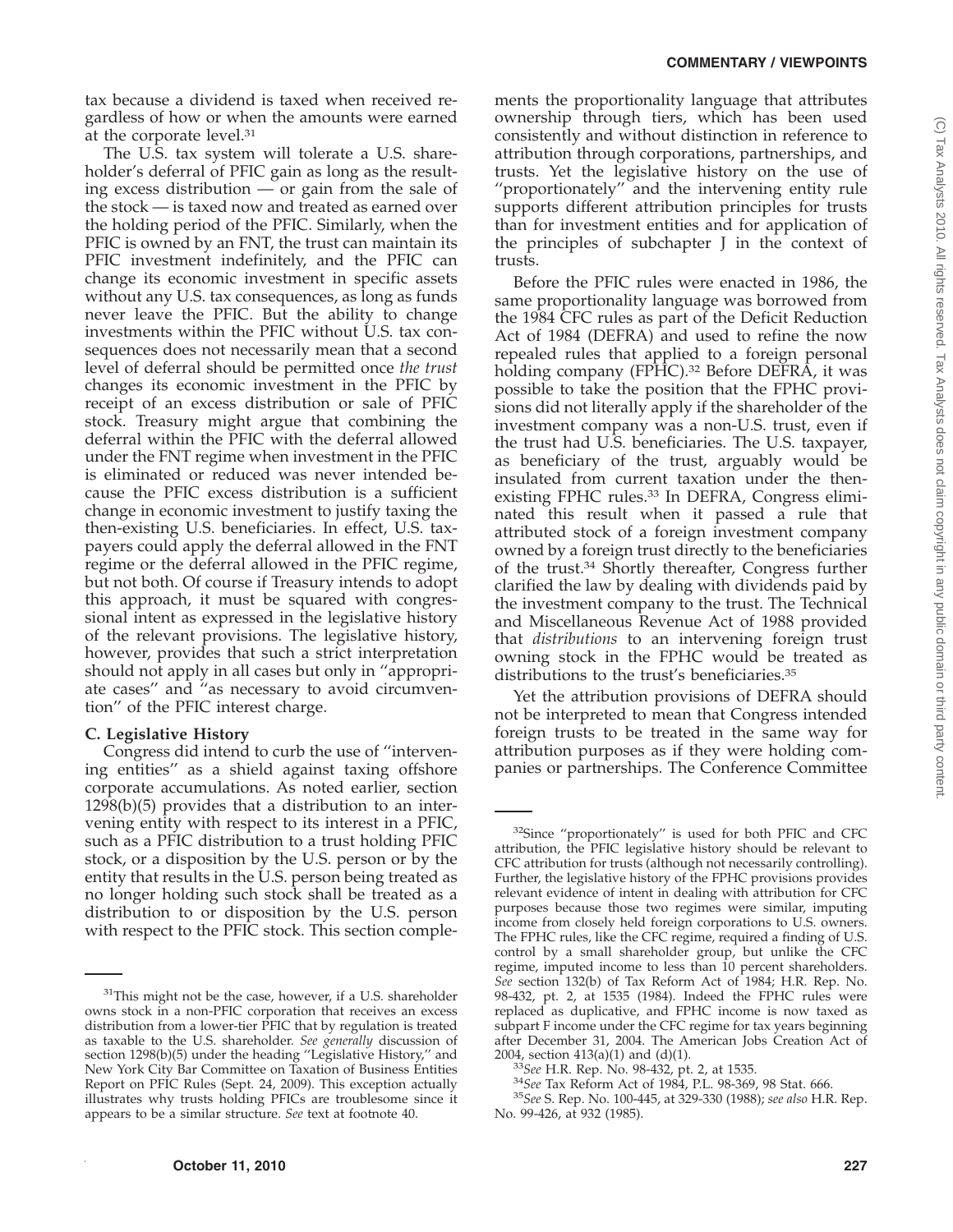tax because a dividend is taxed when received regardless of how or when the amounts were earned at the corporate level.[31]

The U.S. tax system will tolerate a U.S. shareholder's deferral of PFIC gain as long as the resulting excess distribution — or gain from the sale of the stock — is taxed now and treated as earned over the holding period of the PFIC. Similarly, when the PFIC is owned by an FNT, the trust can maintain its PFIC investment indefinitely, and the PFIC can change its economic investment in specific assets without any U.S. tax consequences, as long as funds never leave the PFIC. But the ability to change investments within the PFIC without U.S. tax consequences does not necessarily mean that a second level of deferral should be permitted once *the trust* changes its economic investment in the PFIC by receipt of an excess distribution or sale of PFIC stock. Treasury might argue that combining the deferral within the PFIC with the deferral allowed under the FNT regime when investment in the PFIC is eliminated or reduced was never intended because the PFIC excess distribution is a sufficient change in economic investment to justify taxing the then-existing U.S. beneficiaries. In effect, U.S. taxpayers could apply the deferral allowed in the FNT regime or the deferral allowed in the PFIC regime, but not both. Of course if Treasury intends to adopt this approach, it must be squared with congressional intent as expressed in the legislative history of the relevant provisions. The legislative history, however, provides that such a strict interpretation should not apply in all cases but only in ''appropriate cases'' and ''as necessary to avoid circumvention'' of the PFIC interest charge.

### C. Legislative History

Congress did intend to curb the use of ''intervening entities'' as a shield against taxing offshore corporate accumulations. As noted earlier, section 1298(b)(5) provides that a distribution to an intervening entity with respect to its interest in a PFIC, such as a PFIC distribution to a trust holding PFIC stock, or a disposition by the U.S. person or by the entity that results in the U.S. person being treated as no longer holding such stock shall be treated as a distribution to or disposition by the U.S. person with respect to the PFIC stock. This section complements the proportionality language that attributes ownership through tiers, which has been used consistently and without distinction in reference to attribution through corporations, partnerships, and trusts. Yet the legislative history on the use of ''proportionately'' and the intervening entity rule supports different attribution principles for trusts than for investment entities and for application of the principles of subchapter J in the context of trusts.

Before the PFIC rules were enacted in 1986, the same proportionality language was borrowed from the 1984 CFC rules as part of the Deficit Reduction Act of 1984 (DEFRA) and used to refine the now repealed rules that applied to a foreign personal holding company (FPHC).[32] Before DEFRA, it was possible to take the position that the FPHC provisions did not literally apply if the shareholder of the investment company was a non-U.S. trust, even if the trust had U.S. beneficiaries. The U.S. taxpayer, as beneficiary of the trust, arguably would be insulated from current taxation under the then-existing FPHC rules.[33] In DEFRA, Congress eliminated this result when it passed a rule that attributed stock of a foreign investment company owned by a foreign trust directly to the beneficiaries of the trust.[34] Shortly thereafter, Congress further clarified the law by dealing with dividends paid by the investment company to the trust. The Technical and Miscellaneous Revenue Act of 1988 provided that *distributions* to an intervening foreign trust owning stock in the FPHC would be treated as distributions to the trust's beneficiaries.[35]

Yet the attribution provisions of DEFRA should not be interpreted to mean that Congress intended foreign trusts to be treated in the same way for attribution purposes as if they were holding companies or partnerships. The Conference Committee

---

[31]This might not be the case, however, if a U.S. shareholder owns stock in a non-PFIC corporation that receives an excess distribution from a lower-tier PFIC that by regulation is treated as taxable to the U.S. shareholder. *See generally* discussion of section 1298(b)(5) under the heading ''Legislative History,'' and New York City Bar Committee on Taxation of Business Entities Report on PFIC Rules (Sept. 24, 2009). This exception actually illustrates why trusts holding PFICs are troublesome since it appears to be a similar structure. *See* text at footnote 40.

[32]Since ''proportionately'' is used for both PFIC and CFC attribution, the PFIC legislative history should be relevant to CFC attribution for trusts (although not necessarily controlling). Further, the legislative history of the FPHC provisions provides relevant evidence of intent in dealing with attribution for CFC purposes because those two regimes were similar, imputing income from closely held foreign corporations to U.S. owners. The FPHC rules, like the CFC regime, required a finding of U.S. control by a small shareholder group, but unlike the CFC regime, imputed income to less than 10 percent shareholders. *See* section 132(b) of Tax Reform Act of 1984; H.R. Rep. No. 98-432, pt. 2, at 1535 (1984). Indeed the FPHC rules were replaced as duplicative, and FPHC income is now taxed as subpart F income under the CFC regime for tax years beginning after December 31, 2004. The American Jobs Creation Act of 2004, section 413(a)(1) and (d)(1).

[33]*See* H.R. Rep. No. 98-432, pt. 2, at 1535.

[34]*See* Tax Reform Act of 1984, P.L. 98-369, 98 Stat. 666.

[35]*See* S. Rep. No. 100-445, at 329-330 (1988); *see also* H.R. Rep. No. 99-426, at 932 (1985).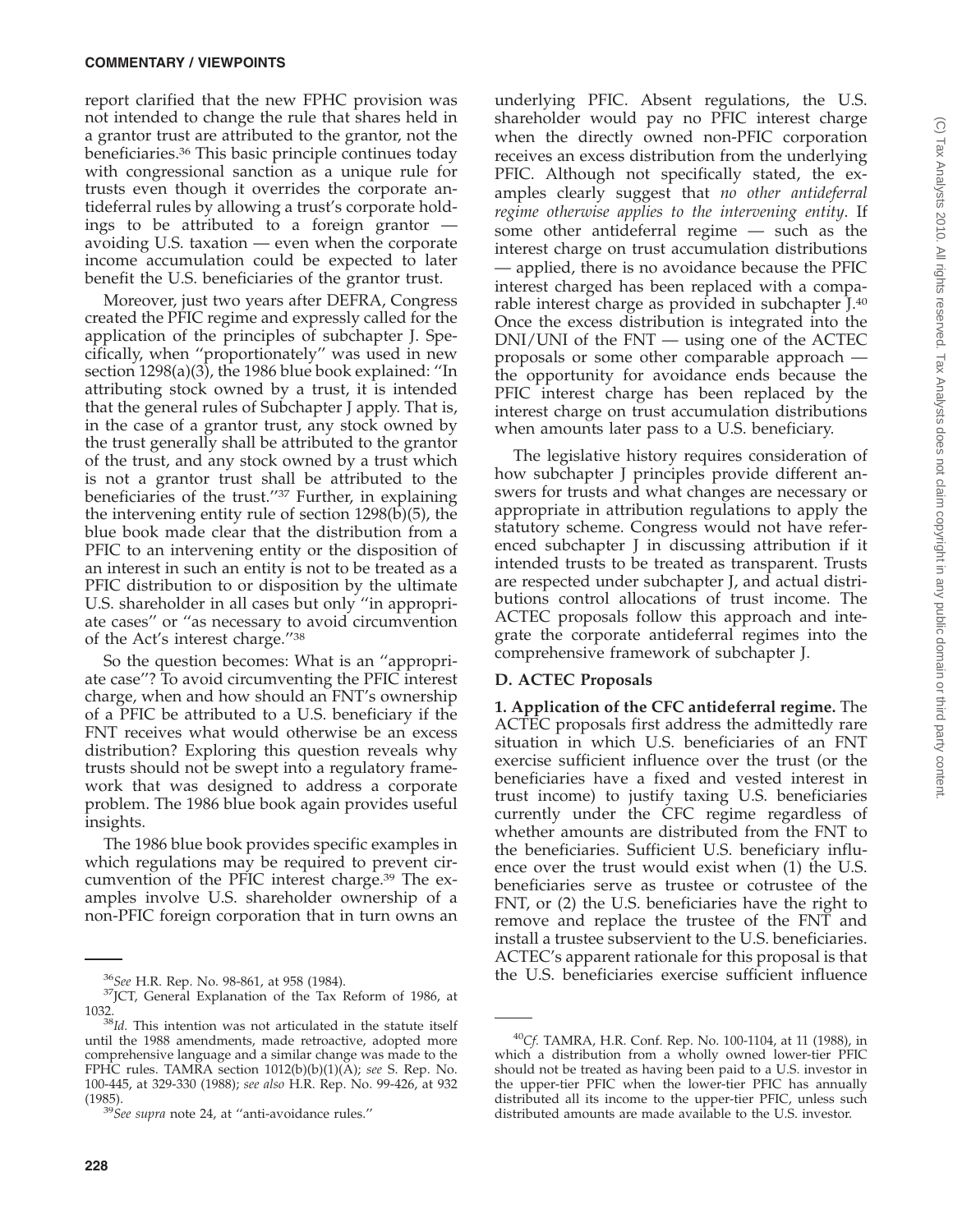report clarified that the new FPHC provision was not intended to change the rule that shares held in a grantor trust are attributed to the grantor, not the beneficiaries.[36] This basic principle continues today with congressional sanction as a unique rule for trusts even though it overrides the corporate antideferral rules by allowing a trust's corporate holdings to be attributed to a foreign grantor — avoiding U.S. taxation — even when the corporate income accumulation could be expected to later benefit the U.S. beneficiaries of the grantor trust.

Moreover, just two years after DEFRA, Congress created the PFIC regime and expressly called for the application of the principles of subchapter J. Specifically, when "proportionately" was used in new section 1298(a)(3), the 1986 blue book explained: "In attributing stock owned by a trust, it is intended that the general rules of Subchapter J apply. That is, in the case of a grantor trust, any stock owned by the trust generally shall be attributed to the grantor of the trust, and any stock owned by a trust which is not a grantor trust shall be attributed to the beneficiaries of the trust."[37] Further, in explaining the intervening entity rule of section 1298(b)(5), the blue book made clear that the distribution from a PFIC to an intervening entity or the disposition of an interest in such an entity is not to be treated as a PFIC distribution to or disposition by the ultimate U.S. shareholder in all cases but only "in appropriate cases" or "as necessary to avoid circumvention of the Act's interest charge."[38]

So the question becomes: What is an "appropriate case"? To avoid circumventing the PFIC interest charge, when and how should an FNT's ownership of a PFIC be attributed to a U.S. beneficiary if the FNT receives what would otherwise be an excess distribution? Exploring this question reveals why trusts should not be swept into a regulatory framework that was designed to address a corporate problem. The 1986 blue book again provides useful insights.

The 1986 blue book provides specific examples in which regulations may be required to prevent circumvention of the PFIC interest charge.[39] The examples involve U.S. shareholder ownership of a non-PFIC foreign corporation that in turn owns an underlying PFIC. Absent regulations, the U.S. shareholder would pay no PFIC interest charge when the directly owned non-PFIC corporation receives an excess distribution from the underlying PFIC. Although not specifically stated, the examples clearly suggest that *no other antideferral regime otherwise applies to the intervening entity.* If some other antideferral regime — such as the interest charge on trust accumulation distributions — applied, there is no avoidance because the PFIC interest charged has been replaced with a comparable interest charge as provided in subchapter J.[40] Once the excess distribution is integrated into the DNI/UNI of the FNT — using one of the ACTEC proposals or some other comparable approach — the opportunity for avoidance ends because the PFIC interest charge has been replaced by the interest charge on trust accumulation distributions when amounts later pass to a U.S. beneficiary.

The legislative history requires consideration of how subchapter J principles provide different answers for trusts and what changes are necessary or appropriate in attribution regulations to apply the statutory scheme. Congress would not have referenced subchapter J in discussing attribution if it intended trusts to be treated as transparent. Trusts are respected under subchapter J, and actual distributions control allocations of trust income. The ACTEC proposals follow this approach and integrate the corporate antideferral regimes into the comprehensive framework of subchapter J.

### D. ACTEC Proposals

**1. Application of the CFC antideferral regime.** The ACTEC proposals first address the admittedly rare situation in which U.S. beneficiaries of an FNT exercise sufficient influence over the trust (or the beneficiaries have a fixed and vested interest in trust income) to justify taxing U.S. beneficiaries currently under the CFC regime regardless of whether amounts are distributed from the FNT to the beneficiaries. Sufficient U.S. beneficiary influence over the trust would exist when (1) the U.S. beneficiaries serve as trustee or cotrustee of the FNT, or (2) the U.S. beneficiaries have the right to remove and replace the trustee of the FNT and install a trustee subservient to the U.S. beneficiaries. ACTEC's apparent rationale for this proposal is that the U.S. beneficiaries exercise sufficient influence

---

[36] *See* H.R. Rep. No. 98-861, at 958 (1984).

[37] JCT, General Explanation of the Tax Reform of 1986, at 1032.

[38] *Id.* This intention was not articulated in the statute itself until the 1988 amendments, made retroactive, adopted more comprehensive language and a similar change was made to the FPHC rules. TAMRA section 1012(b)(b)(1)(A); *see* S. Rep. No. 100-445, at 329-330 (1988); *see also* H.R. Rep. No. 99-426, at 932 (1985).

[39] *See supra* note 24, at "anti-avoidance rules."

[40] *Cf.* TAMRA, H.R. Conf. Rep. No. 100-1104, at 11 (1988), in which a distribution from a wholly owned lower-tier PFIC should not be treated as having been paid to a U.S. investor in the upper-tier PFIC when the lower-tier PFIC has annually distributed all its income to the upper-tier PFIC, unless such distributed amounts are made available to the U.S. investor.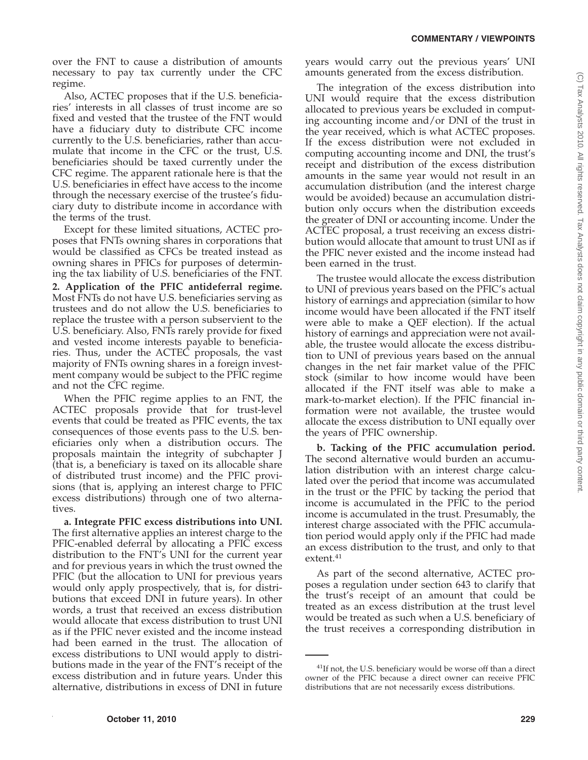over the FNT to cause a distribution of amounts necessary to pay tax currently under the CFC regime.

Also, ACTEC proposes that if the U.S. beneficiaries' interests in all classes of trust income are so fixed and vested that the trustee of the FNT would have a fiduciary duty to distribute CFC income currently to the U.S. beneficiaries, rather than accumulate that income in the CFC or the trust, U.S. beneficiaries should be taxed currently under the CFC regime. The apparent rationale here is that the U.S. beneficiaries in effect have access to the income through the necessary exercise of the trustee's fiduciary duty to distribute income in accordance with the terms of the trust.

Except for these limited situations, ACTEC proposes that FNTs owning shares in corporations that would be classified as CFCs be treated instead as owning shares in PFICs for purposes of determining the tax liability of U.S. beneficiaries of the FNT.

**2. Application of the PFIC antideferral regime.** Most FNTs do not have U.S. beneficiaries serving as trustees and do not allow the U.S. beneficiaries to replace the trustee with a person subservient to the U.S. beneficiary. Also, FNTs rarely provide for fixed and vested income interests payable to beneficiaries. Thus, under the ACTEC proposals, the vast majority of FNTs owning shares in a foreign investment company would be subject to the PFIC regime and not the CFC regime.

When the PFIC regime applies to an FNT, the ACTEC proposals provide that for trust-level events that could be treated as PFIC events, the tax consequences of those events pass to the U.S. beneficiaries only when a distribution occurs. The proposals maintain the integrity of subchapter J (that is, a beneficiary is taxed on its allocable share of distributed trust income) and the PFIC provisions (that is, applying an interest charge to PFIC excess distributions) through one of two alternatives.

**a. Integrate PFIC excess distributions into UNI.** The first alternative applies an interest charge to the PFIC-enabled deferral by allocating a PFIC excess distribution to the FNT's UNI for the current year and for previous years in which the trust owned the PFIC (but the allocation to UNI for previous years would only apply prospectively, that is, for distributions that exceed DNI in future years). In other words, a trust that received an excess distribution would allocate that excess distribution to trust UNI as if the PFIC never existed and the income instead had been earned in the trust. The allocation of excess distributions to UNI would apply to distributions made in the year of the FNT's receipt of the excess distribution and in future years. Under this alternative, distributions in excess of DNI in future years would carry out the previous years' UNI amounts generated from the excess distribution.

The integration of the excess distribution into UNI would require that the excess distribution allocated to previous years be excluded in computing accounting income and/or DNI of the trust in the year received, which is what ACTEC proposes. If the excess distribution were not excluded in computing accounting income and DNI, the trust's receipt and distribution of the excess distribution amounts in the same year would not result in an accumulation distribution (and the interest charge would be avoided) because an accumulation distribution only occurs when the distribution exceeds the greater of DNI or accounting income. Under the ACTEC proposal, a trust receiving an excess distribution would allocate that amount to trust UNI as if the PFIC never existed and the income instead had been earned in the trust.

The trustee would allocate the excess distribution to UNI of previous years based on the PFIC's actual history of earnings and appreciation (similar to how income would have been allocated if the FNT itself were able to make a QEF election). If the actual history of earnings and appreciation were not available, the trustee would allocate the excess distribution to UNI of previous years based on the annual changes in the net fair market value of the PFIC stock (similar to how income would have been allocated if the FNT itself was able to make a mark-to-market election). If the PFIC financial information were not available, the trustee would allocate the excess distribution to UNI equally over the years of PFIC ownership.

**b. Tacking of the PFIC accumulation period.** The second alternative would burden an accumulation distribution with an interest charge calculated over the period that income was accumulated in the trust or the PFIC by tacking the period that income is accumulated in the PFIC to the period income is accumulated in the trust. Presumably, the interest charge associated with the PFIC accumulation period would apply only if the PFIC had made an excess distribution to the trust, and only to that extent.[41]

As part of the second alternative, ACTEC proposes a regulation under section 643 to clarify that the trust's receipt of an amount that could be treated as an excess distribution at the trust level would be treated as such when a U.S. beneficiary of the trust receives a corresponding distribution in

[41]If not, the U.S. beneficiary would be worse off than a direct owner of the PFIC because a direct owner can receive PFIC distributions that are not necessarily excess distributions.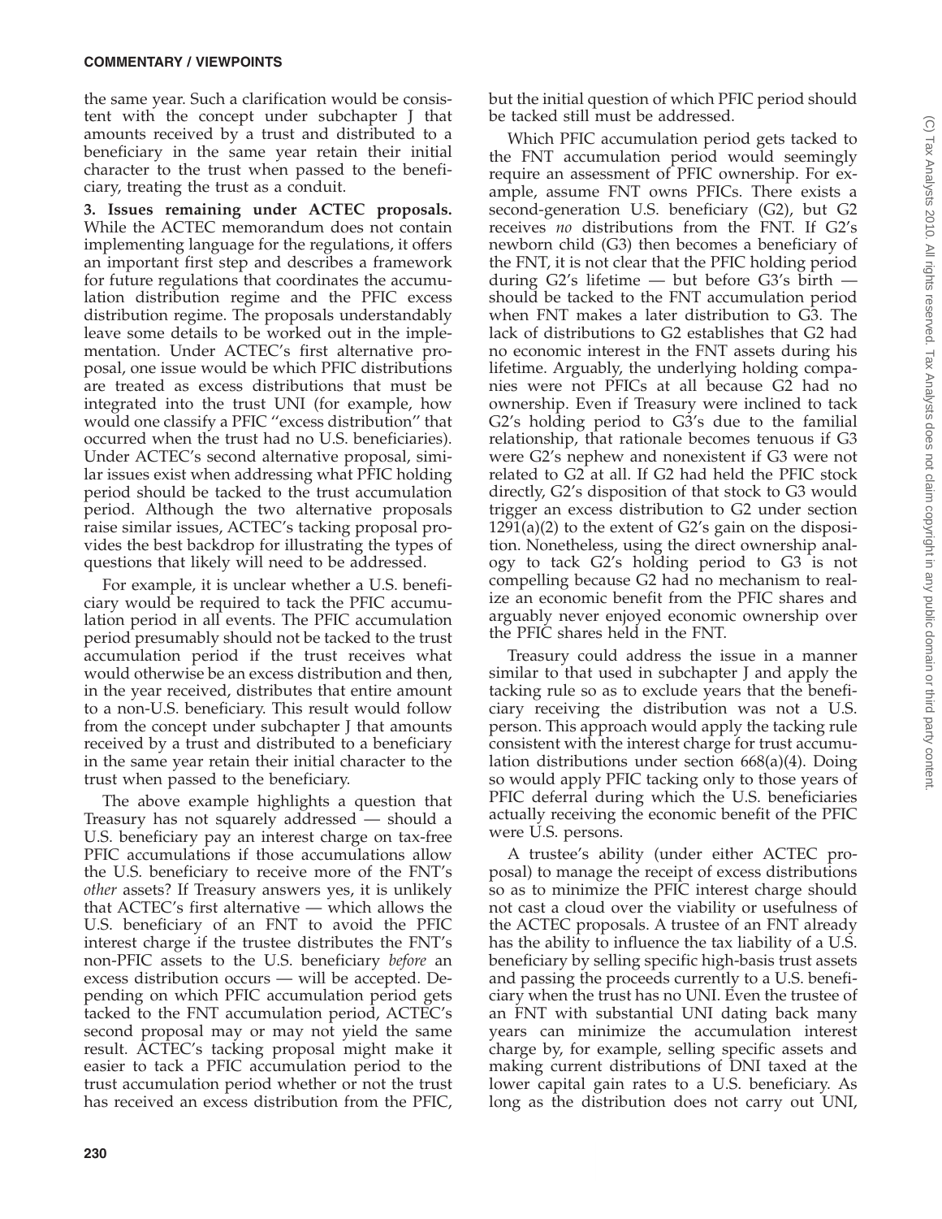the same year. Such a clarification would be consistent with the concept under subchapter J that amounts received by a trust and distributed to a beneficiary in the same year retain their initial character to the trust when passed to the beneficiary, treating the trust as a conduit.

**3. Issues remaining under ACTEC proposals.** While the ACTEC memorandum does not contain implementing language for the regulations, it offers an important first step and describes a framework for future regulations that coordinates the accumulation distribution regime and the PFIC excess distribution regime. The proposals understandably leave some details to be worked out in the implementation. Under ACTEC's first alternative proposal, one issue would be which PFIC distributions are treated as excess distributions that must be integrated into the trust UNI (for example, how would one classify a PFIC ''excess distribution'' that occurred when the trust had no U.S. beneficiaries). Under ACTEC's second alternative proposal, similar issues exist when addressing what PFIC holding period should be tacked to the trust accumulation period. Although the two alternative proposals raise similar issues, ACTEC's tacking proposal provides the best backdrop for illustrating the types of questions that likely will need to be addressed.

For example, it is unclear whether a U.S. beneficiary would be required to tack the PFIC accumulation period in all events. The PFIC accumulation period presumably should not be tacked to the trust accumulation period if the trust receives what would otherwise be an excess distribution and then, in the year received, distributes that entire amount to a non-U.S. beneficiary. This result would follow from the concept under subchapter J that amounts received by a trust and distributed to a beneficiary in the same year retain their initial character to the trust when passed to the beneficiary.

The above example highlights a question that Treasury has not squarely addressed — should a U.S. beneficiary pay an interest charge on tax-free PFIC accumulations if those accumulations allow the U.S. beneficiary to receive more of the FNT's *other* assets? If Treasury answers yes, it is unlikely that ACTEC's first alternative — which allows the U.S. beneficiary of an FNT to avoid the PFIC interest charge if the trustee distributes the FNT's non-PFIC assets to the U.S. beneficiary *before* an excess distribution occurs — will be accepted. Depending on which PFIC accumulation period gets tacked to the FNT accumulation period, ACTEC's second proposal may or may not yield the same result. ACTEC's tacking proposal might make it easier to tack a PFIC accumulation period to the trust accumulation period whether or not the trust has received an excess distribution from the PFIC, but the initial question of which PFIC period should be tacked still must be addressed.

Which PFIC accumulation period gets tacked to the FNT accumulation period would seemingly require an assessment of PFIC ownership. For example, assume FNT owns PFICs. There exists a second-generation U.S. beneficiary (G2), but G2 receives *no* distributions from the FNT. If G2's newborn child (G3) then becomes a beneficiary of the FNT, it is not clear that the PFIC holding period during G2's lifetime — but before G3's birth — should be tacked to the FNT accumulation period when FNT makes a later distribution to G3. The lack of distributions to G2 establishes that G2 had no economic interest in the FNT assets during his lifetime. Arguably, the underlying holding companies were not PFICs at all because G2 had no ownership. Even if Treasury were inclined to tack G2's holding period to G3's due to the familial relationship, that rationale becomes tenuous if G3 were G2's nephew and nonexistent if G3 were not related to G2 at all. If G2 had held the PFIC stock directly, G2's disposition of that stock to G3 would trigger an excess distribution to G2 under section 1291(a)(2) to the extent of G2's gain on the disposition. Nonetheless, using the direct ownership analogy to tack G2's holding period to G3 is not compelling because G2 had no mechanism to realize an economic benefit from the PFIC shares and arguably never enjoyed economic ownership over the PFIC shares held in the FNT.

Treasury could address the issue in a manner similar to that used in subchapter J and apply the tacking rule so as to exclude years that the beneficiary receiving the distribution was not a U.S. person. This approach would apply the tacking rule consistent with the interest charge for trust accumulation distributions under section 668(a)(4). Doing so would apply PFIC tacking only to those years of PFIC deferral during which the U.S. beneficiaries actually receiving the economic benefit of the PFIC were U.S. persons.

A trustee's ability (under either ACTEC proposal) to manage the receipt of excess distributions so as to minimize the PFIC interest charge should not cast a cloud over the viability or usefulness of the ACTEC proposals. A trustee of an FNT already has the ability to influence the tax liability of a U.S. beneficiary by selling specific high-basis trust assets and passing the proceeds currently to a U.S. beneficiary when the trust has no UNI. Even the trustee of an FNT with substantial UNI dating back many years can minimize the accumulation interest charge by, for example, selling specific assets and making current distributions of DNI taxed at the lower capital gain rates to a U.S. beneficiary. As long as the distribution does not carry out UNI,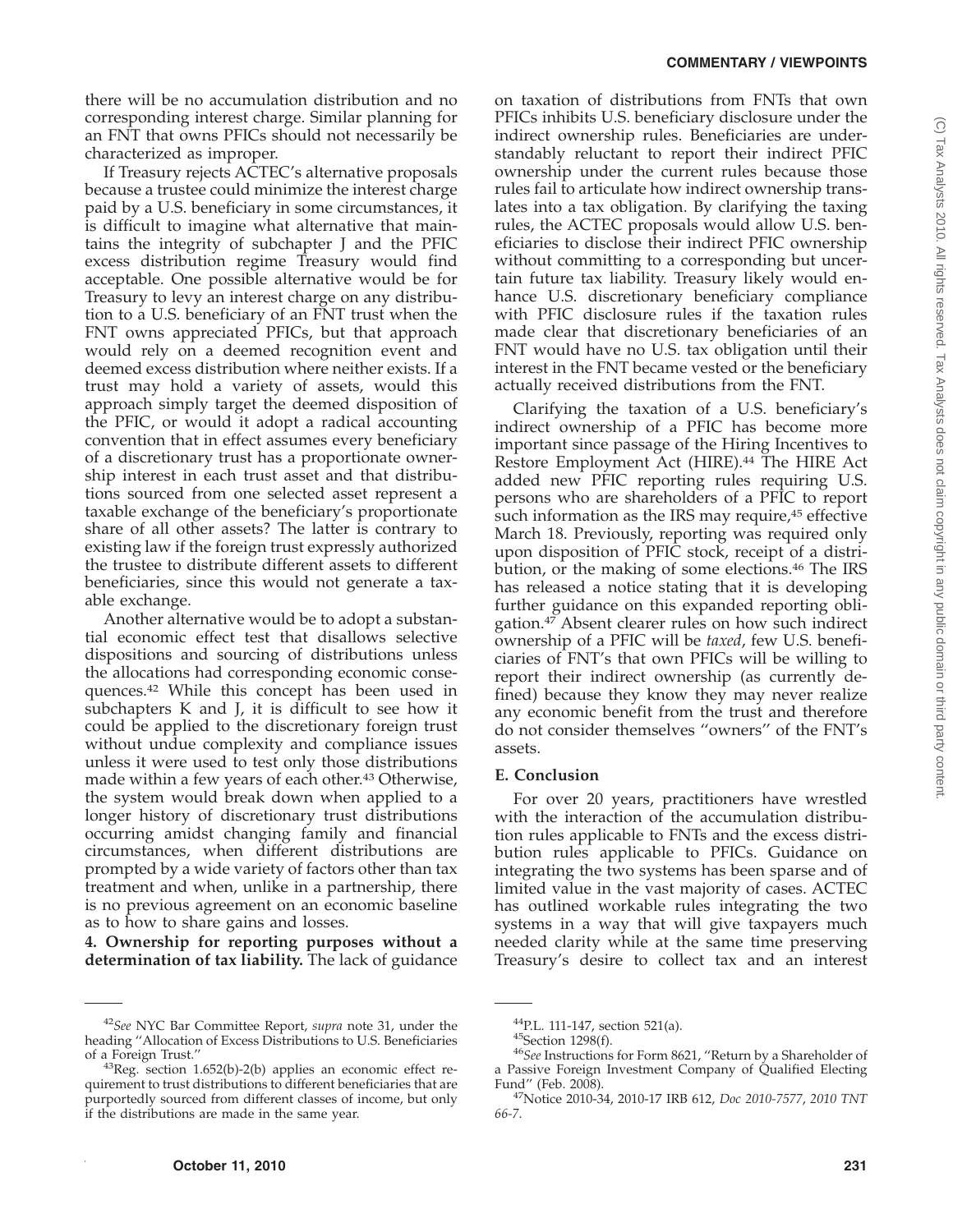there will be no accumulation distribution and no corresponding interest charge. Similar planning for an FNT that owns PFICs should not necessarily be characterized as improper.

If Treasury rejects ACTEC's alternative proposals because a trustee could minimize the interest charge paid by a U.S. beneficiary in some circumstances, it is difficult to imagine what alternative that maintains the integrity of subchapter J and the PFIC excess distribution regime Treasury would find acceptable. One possible alternative would be for Treasury to levy an interest charge on any distribution to a U.S. beneficiary of an FNT trust when the FNT owns appreciated PFICs, but that approach would rely on a deemed recognition event and deemed excess distribution where neither exists. If a trust may hold a variety of assets, would this approach simply target the deemed disposition of the PFIC, or would it adopt a radical accounting convention that in effect assumes every beneficiary of a discretionary trust has a proportionate ownership interest in each trust asset and that distributions sourced from one selected asset represent a taxable exchange of the beneficiary's proportionate share of all other assets? The latter is contrary to existing law if the foreign trust expressly authorized the trustee to distribute different assets to different beneficiaries, since this would not generate a taxable exchange.

Another alternative would be to adopt a substantial economic effect test that disallows selective dispositions and sourcing of distributions unless the allocations had corresponding economic consequences.[42] While this concept has been used in subchapters K and J, it is difficult to see how it could be applied to the discretionary foreign trust without undue complexity and compliance issues unless it were used to test only those distributions made within a few years of each other.[43] Otherwise, the system would break down when applied to a longer history of discretionary trust distributions occurring amidst changing family and financial circumstances, when different distributions are prompted by a wide variety of factors other than tax treatment and when, unlike in a partnership, there is no previous agreement on an economic baseline as to how to share gains and losses.

**4. Ownership for reporting purposes without a determination of tax liability.** The lack of guidance on taxation of distributions from FNTs that own PFICs inhibits U.S. beneficiary disclosure under the indirect ownership rules. Beneficiaries are understandably reluctant to report their indirect PFIC ownership under the current rules because those rules fail to articulate how indirect ownership translates into a tax obligation. By clarifying the taxing rules, the ACTEC proposals would allow U.S. beneficiaries to disclose their indirect PFIC ownership without committing to a corresponding but uncertain future tax liability. Treasury likely would enhance U.S. discretionary beneficiary compliance with PFIC disclosure rules if the taxation rules made clear that discretionary beneficiaries of an FNT would have no U.S. tax obligation until their interest in the FNT became vested or the beneficiary actually received distributions from the FNT.

Clarifying the taxation of a U.S. beneficiary's indirect ownership of a PFIC has become more important since passage of the Hiring Incentives to Restore Employment Act (HIRE).[44] The HIRE Act added new PFIC reporting rules requiring U.S. persons who are shareholders of a PFIC to report such information as the IRS may require,[45] effective March 18. Previously, reporting was required only upon disposition of PFIC stock, receipt of a distribution, or the making of some elections.[46] The IRS has released a notice stating that it is developing further guidance on this expanded reporting obligation.[47] Absent clearer rules on how such indirect ownership of a PFIC will be *taxed*, few U.S. beneficiaries of FNT's that own PFICs will be willing to report their indirect ownership (as currently defined) because they know they may never realize any economic benefit from the trust and therefore do not consider themselves "owners" of the FNT's assets.

### E. Conclusion

For over 20 years, practitioners have wrestled with the interaction of the accumulation distribution rules applicable to FNTs and the excess distribution rules applicable to PFICs. Guidance on integrating the two systems has been sparse and of limited value in the vast majority of cases. ACTEC has outlined workable rules integrating the two systems in a way that will give taxpayers much needed clarity while at the same time preserving Treasury's desire to collect tax and an interest

---

[42]*See* NYC Bar Committee Report, *supra* note 31, under the heading "Allocation of Excess Distributions to U.S. Beneficiaries of a Foreign Trust."

[43]Reg. section 1.652(b)-2(b) applies an economic effect requirement to trust distributions to different beneficiaries that are purportedly sourced from different classes of income, but only if the distributions are made in the same year.

[44]P.L. 111-147, section 521(a).

[45]Section 1298(f).

[46]*See* Instructions for Form 8621, "Return by a Shareholder of a Passive Foreign Investment Company of Qualified Electing Fund" (Feb. 2008).

[47]Notice 2010-34, 2010-17 IRB 612, *Doc 2010-7577*, *2010 TNT 66-7*.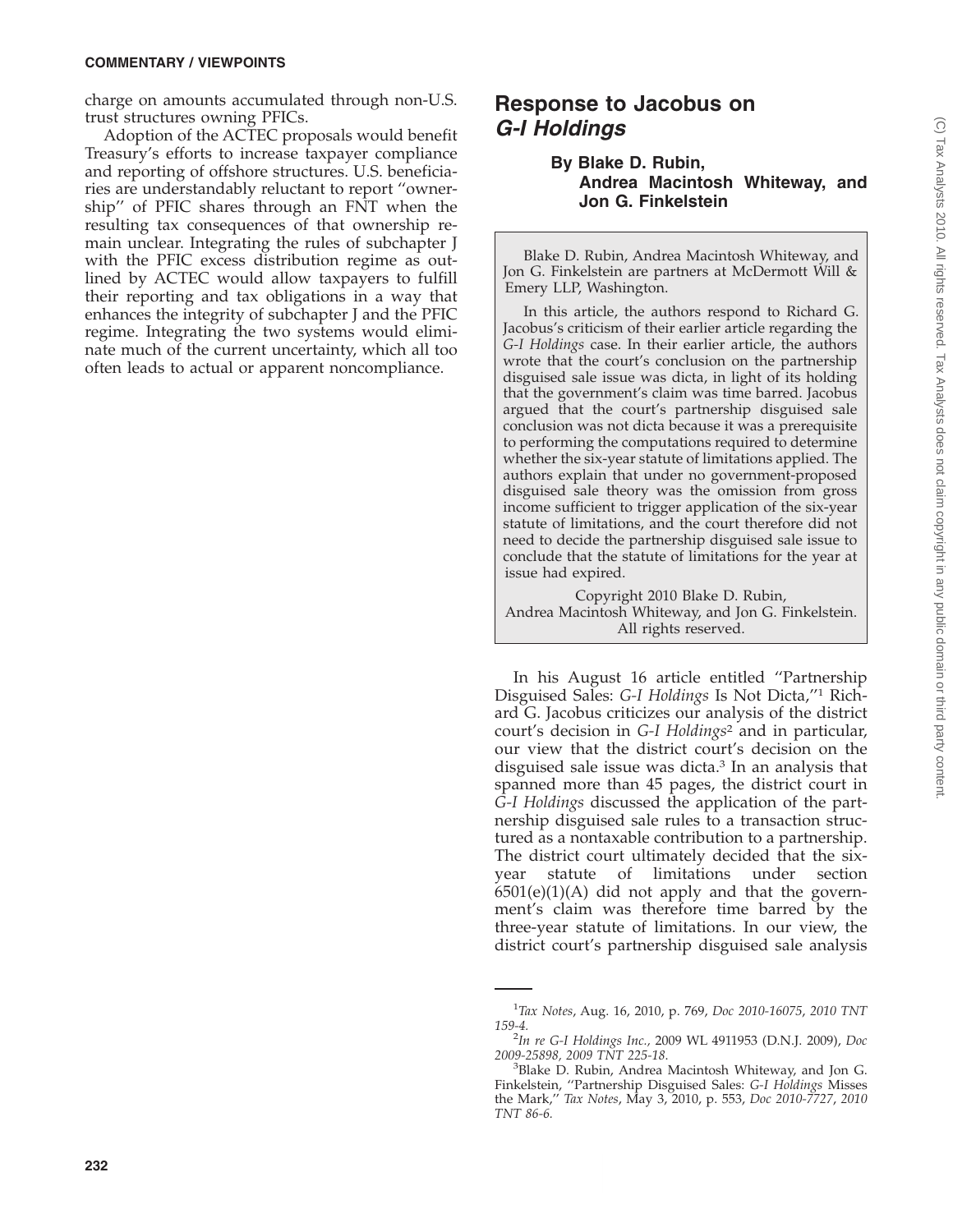charge on amounts accumulated through non-U.S. trust structures owning PFICs.

Adoption of the ACTEC proposals would benefit Treasury's efforts to increase taxpayer compliance and reporting of offshore structures. U.S. beneficiaries are understandably reluctant to report ''ownership'' of PFIC shares through an FNT when the resulting tax consequences of that ownership remain unclear. Integrating the rules of subchapter J with the PFIC excess distribution regime as outlined by ACTEC would allow taxpayers to fulfill their reporting and tax obligations in a way that enhances the integrity of subchapter J and the PFIC regime. Integrating the two systems would eliminate much of the current uncertainty, which all too often leads to actual or apparent noncompliance.

# Response to Jacobus on *G-I Holdings*

**By Blake D. Rubin, Andrea Macintosh Whiteway, and Jon G. Finkelstein**

Blake D. Rubin, Andrea Macintosh Whiteway, and Jon G. Finkelstein are partners at McDermott Will & Emery LLP, Washington.

In this article, the authors respond to Richard G. Jacobus's criticism of their earlier article regarding the *G-I Holdings* case. In their earlier article, the authors wrote that the court's conclusion on the partnership disguised sale issue was dicta, in light of its holding that the government's claim was time barred. Jacobus argued that the court's partnership disguised sale conclusion was not dicta because it was a prerequisite to performing the computations required to determine whether the six-year statute of limitations applied. The authors explain that under no government-proposed disguised sale theory was the omission from gross income sufficient to trigger application of the six-year statute of limitations, and the court therefore did not need to decide the partnership disguised sale issue to conclude that the statute of limitations for the year at issue had expired.

Copyright 2010 Blake D. Rubin, Andrea Macintosh Whiteway, and Jon G. Finkelstein. All rights reserved.

In his August 16 article entitled ''Partnership Disguised Sales: *G-I Holdings* Is Not Dicta,''[1] Richard G. Jacobus criticizes our analysis of the district court's decision in *G-I Holdings*[2] and in particular, our view that the district court's decision on the disguised sale issue was dicta.[3] In an analysis that spanned more than 45 pages, the district court in *G-I Holdings* discussed the application of the partnership disguised sale rules to a transaction structured as a nontaxable contribution to a partnership. The district court ultimately decided that the six-year statute of limitations under section 6501(e)(1)(A) did not apply and that the government's claim was therefore time barred by the three-year statute of limitations. In our view, the district court's partnership disguised sale analysis

---

[1] *Tax Notes*, Aug. 16, 2010, p. 769, *Doc 2010-16075*, *2010 TNT 159-4.*

[2] *In re G-I Holdings Inc.*, 2009 WL 4911953 (D.N.J. 2009), *Doc 2009-25898*, *2009 TNT 225-18.*

[3] Blake D. Rubin, Andrea Macintosh Whiteway, and Jon G. Finkelstein, ''Partnership Disguised Sales: *G-I Holdings* Misses the Mark,'' *Tax Notes*, May 3, 2010, p. 553, *Doc 2010-7727*, *2010 TNT 86-6.*